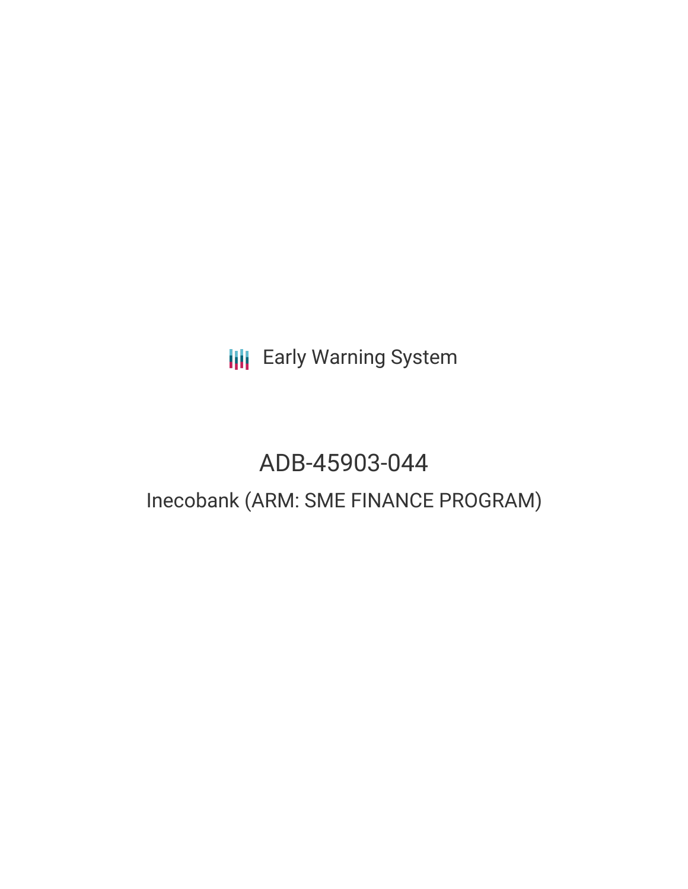Early Warning System

# ADB-45903-044

## Inecobank (ARM: SME FINANCE PROGRAM)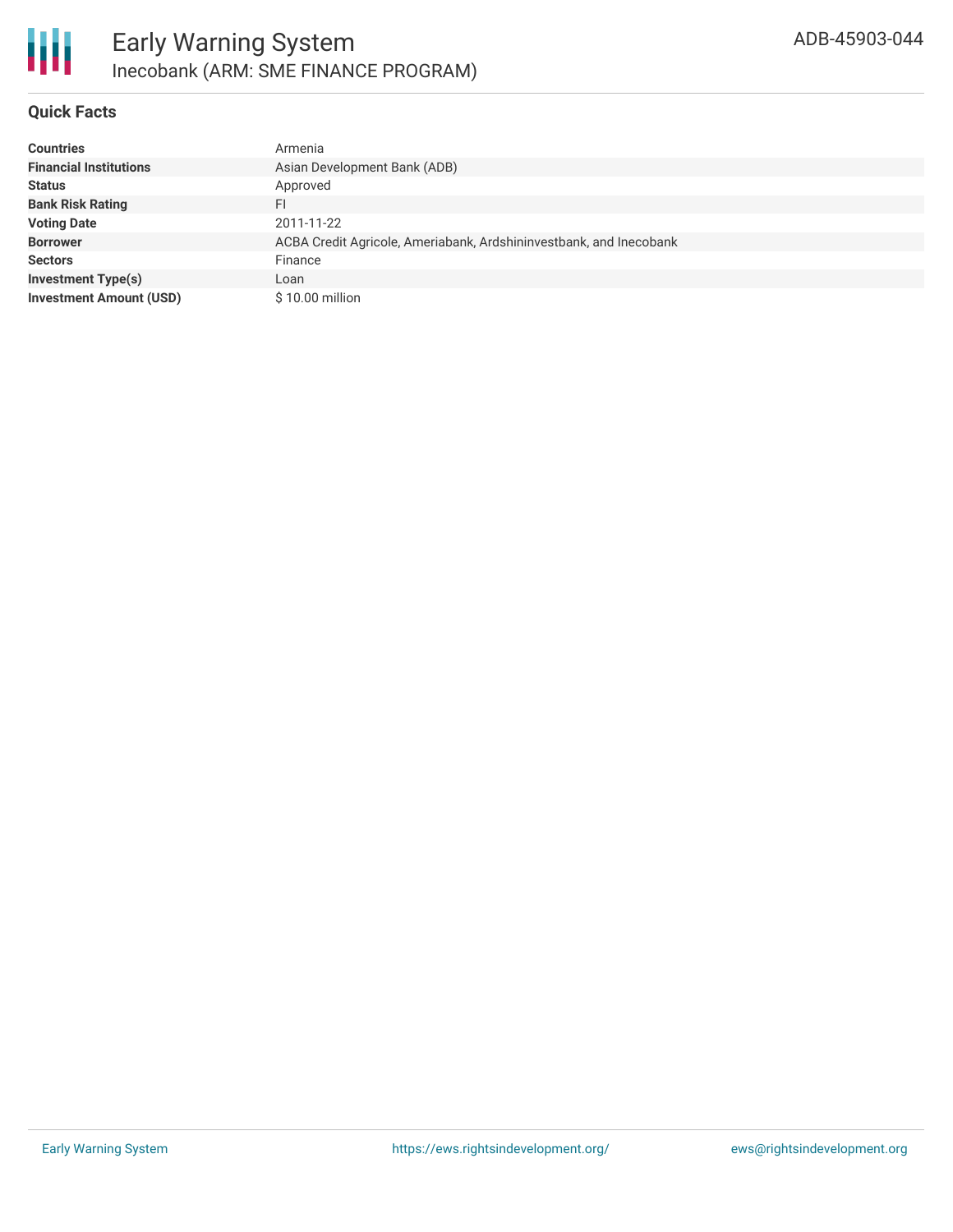# Early Warning System

## Inecobank (ARM: SME FINANCE PROGRAM)

ADB-45903-044

### Quick Facts

| | |
|---|---|
| **Countries** | Armenia |
| **Financial Institutions** | Asian Development Bank (ADB) |
| **Status** | Approved |
| **Bank Risk Rating** | FI |
| **Voting Date** | 2011-11-22 |
| **Borrower** | ACBA Credit Agricole, Ameriabank, Ardshininvestbank, and Inecobank |
| **Sectors** | Finance |
| **Investment Type(s)** | Loan |
| **Investment Amount (USD)** | $ 10.00 million |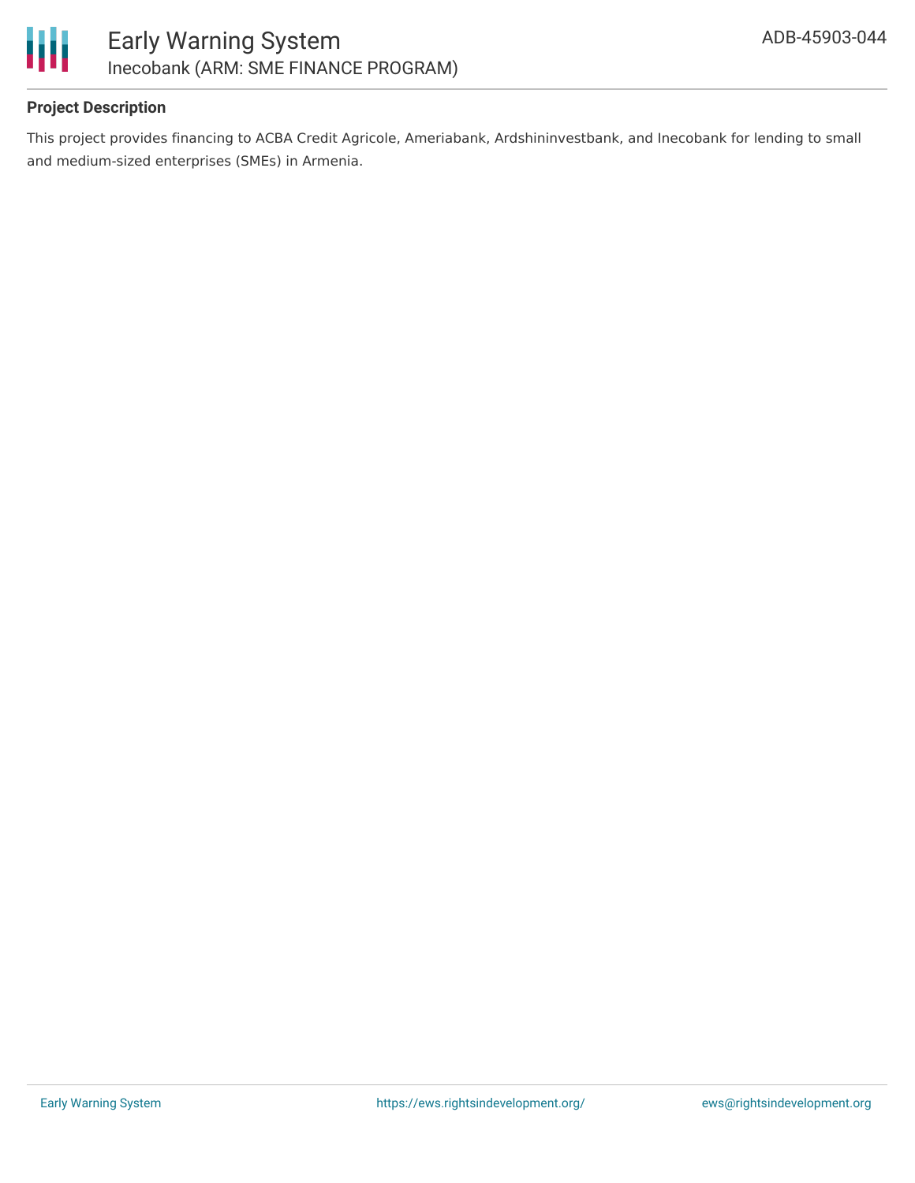## Project Description

This project provides financing to ACBA Credit Agricole, Ameriabank, Ardshininvestbank, and Inecobank for lending to small and medium-sized enterprises (SMEs) in Armenia.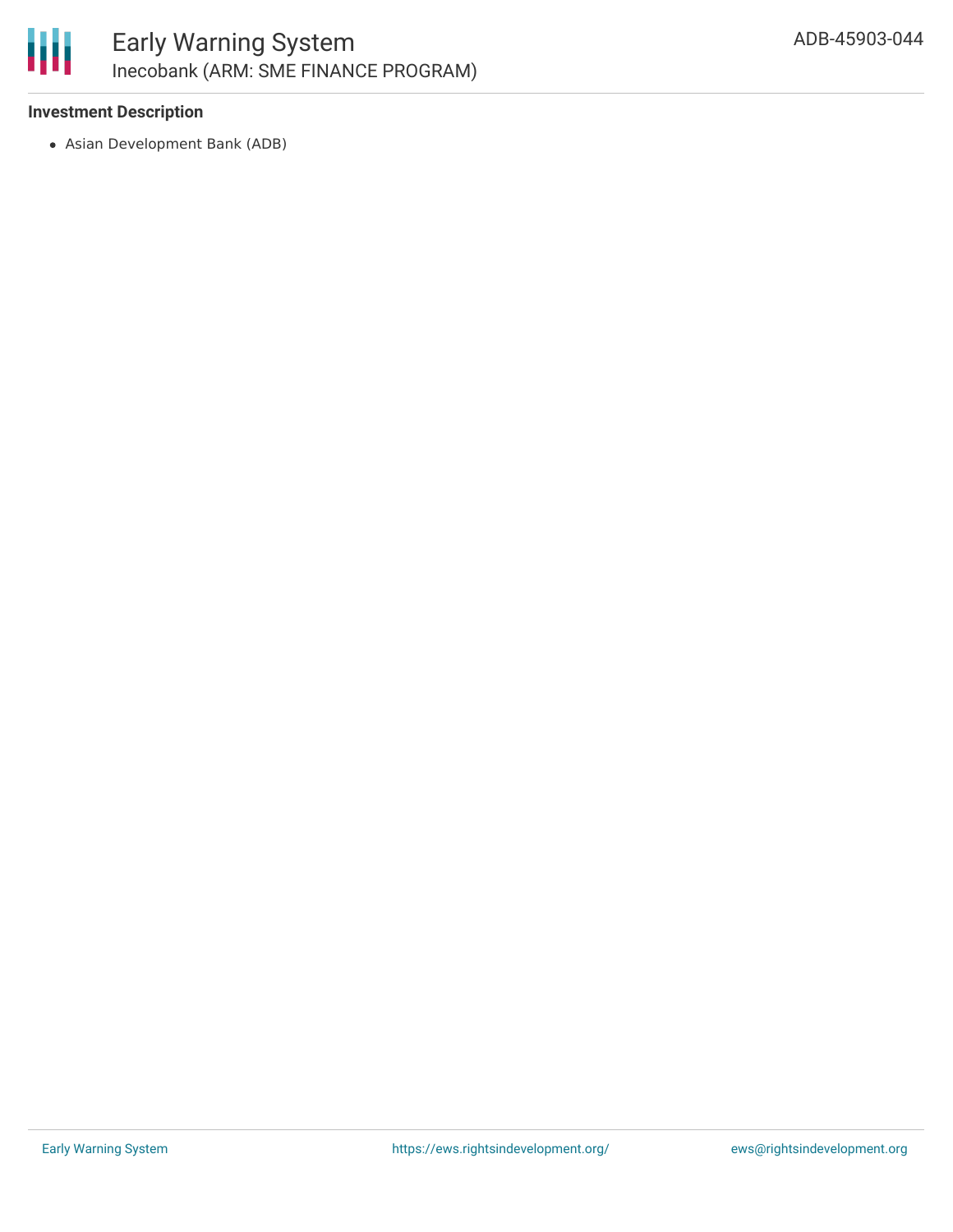### Investment Description

- Asian Development Bank (ADB)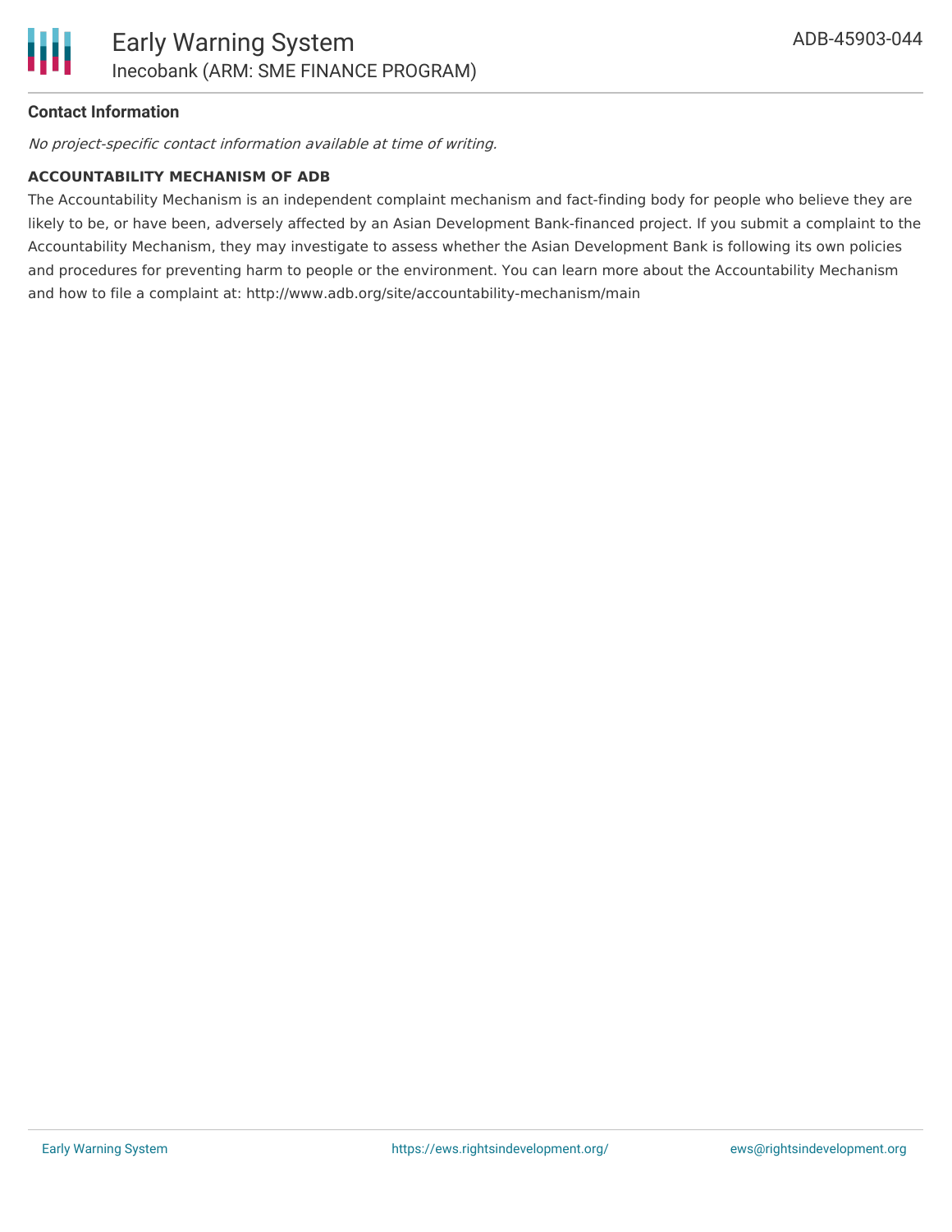## Contact Information

*No project-specific contact information available at time of writing.*

**ACCOUNTABILITY MECHANISM OF ADB**

The Accountability Mechanism is an independent complaint mechanism and fact-finding body for people who believe they are likely to be, or have been, adversely affected by an Asian Development Bank-financed project. If you submit a complaint to the Accountability Mechanism, they may investigate to assess whether the Asian Development Bank is following its own policies and procedures for preventing harm to people or the environment. You can learn more about the Accountability Mechanism and how to file a complaint at: http://www.adb.org/site/accountability-mechanism/main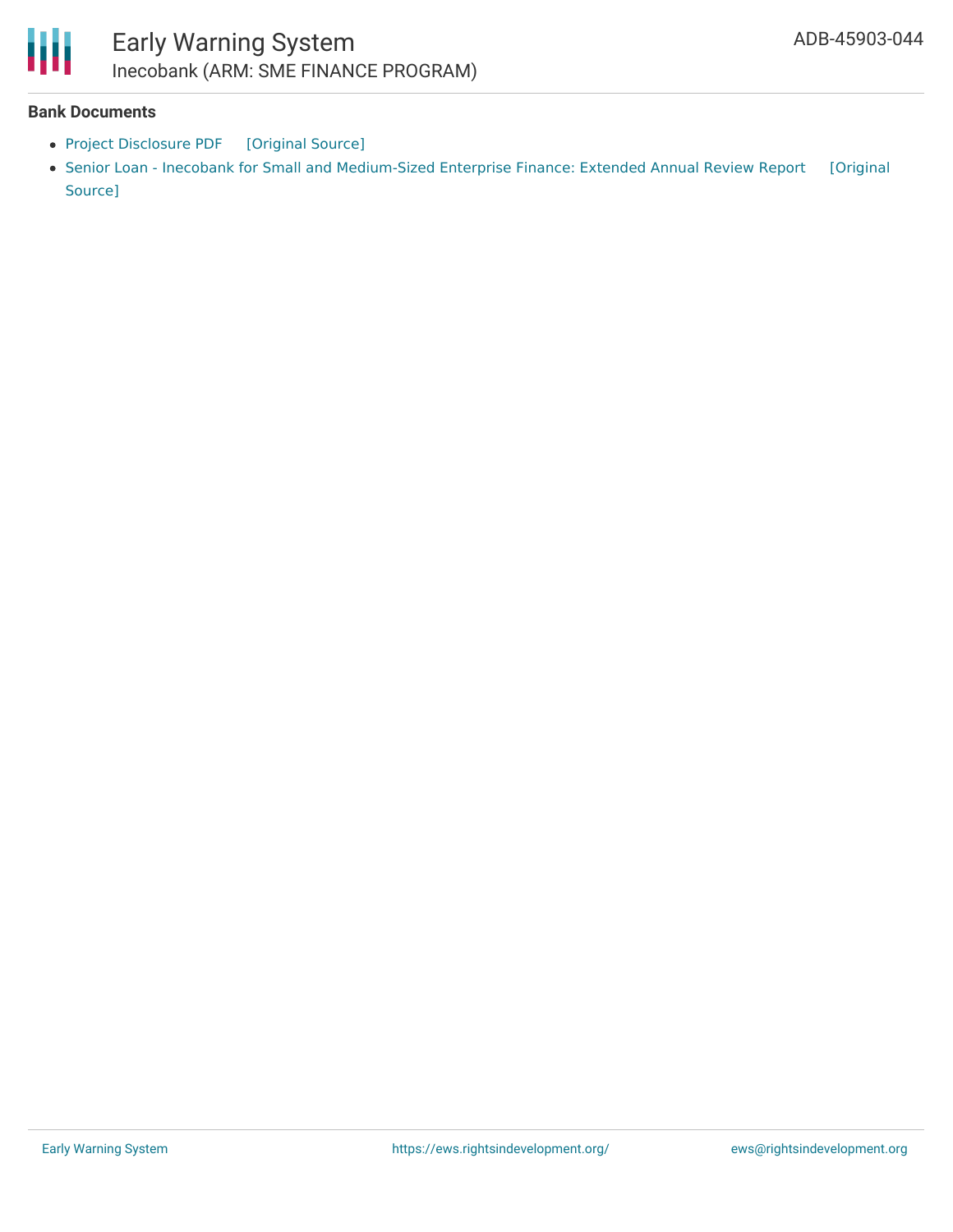**Bank Documents**

- Project Disclosure PDF [Original Source]
- Senior Loan - Inecobank for Small and Medium-Sized Enterprise Finance: Extended Annual Review Report [Original Source]